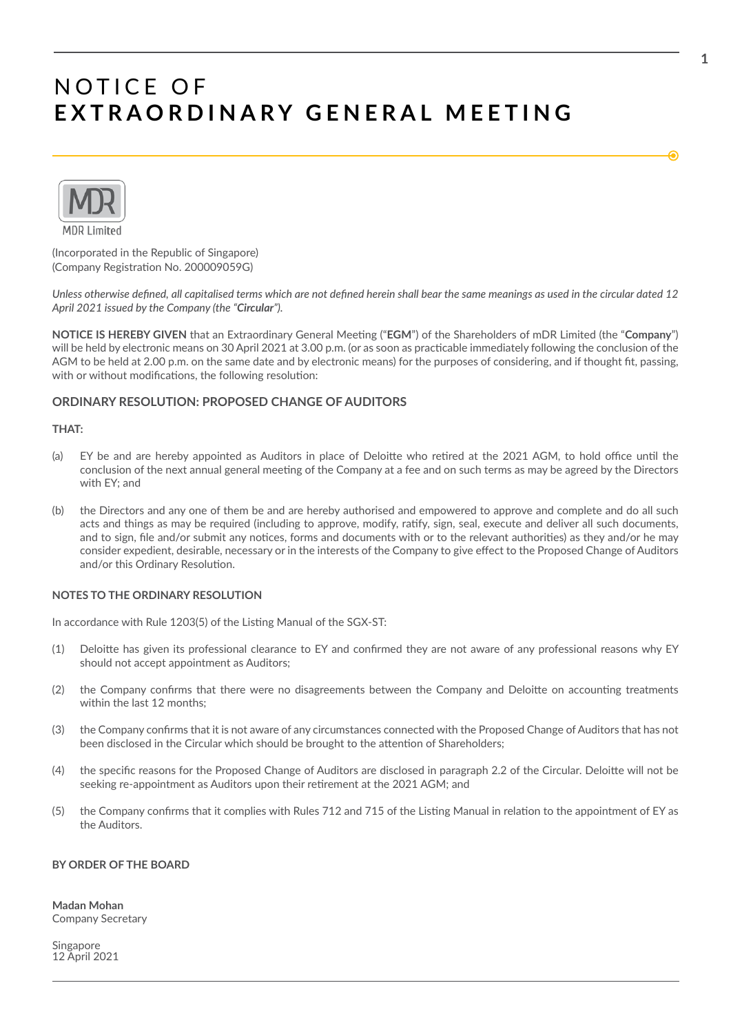# NOTICE OF
# EXTRAORDINARY GENERAL MEETING

MDR Limited

(Incorporated in the Republic of Singapore)
(Company Registration No. 200009059G)

*Unless otherwise defined, all capitalised terms which are not defined herein shall bear the same meanings as used in the circular dated 12 April 2021 issued by the Company (the "**Circular**").*

**NOTICE IS HEREBY GIVEN** that an Extraordinary General Meeting ("**EGM**") of the Shareholders of mDR Limited (the "**Company**") will be held by electronic means on 30 April 2021 at 3.00 p.m. (or as soon as practicable immediately following the conclusion of the AGM to be held at 2.00 p.m. on the same date and by electronic means) for the purposes of considering, and if thought fit, passing, with or without modifications, the following resolution:

## ORDINARY RESOLUTION: PROPOSED CHANGE OF AUDITORS

**THAT:**

(a) EY be and are hereby appointed as Auditors in place of Deloitte who retired at the 2021 AGM, to hold office until the conclusion of the next annual general meeting of the Company at a fee and on such terms as may be agreed by the Directors with EY; and

(b) the Directors and any one of them be and are hereby authorised and empowered to approve and complete and do all such acts and things as may be required (including to approve, modify, ratify, sign, seal, execute and deliver all such documents, and to sign, file and/or submit any notices, forms and documents with or to the relevant authorities) as they and/or he may consider expedient, desirable, necessary or in the interests of the Company to give effect to the Proposed Change of Auditors and/or this Ordinary Resolution.

## NOTES TO THE ORDINARY RESOLUTION

In accordance with Rule 1203(5) of the Listing Manual of the SGX-ST:

(1) Deloitte has given its professional clearance to EY and confirmed they are not aware of any professional reasons why EY should not accept appointment as Auditors;

(2) the Company confirms that there were no disagreements between the Company and Deloitte on accounting treatments within the last 12 months;

(3) the Company confirms that it is not aware of any circumstances connected with the Proposed Change of Auditors that has not been disclosed in the Circular which should be brought to the attention of Shareholders;

(4) the specific reasons for the Proposed Change of Auditors are disclosed in paragraph 2.2 of the Circular. Deloitte will not be seeking re-appointment as Auditors upon their retirement at the 2021 AGM; and

(5) the Company confirms that it complies with Rules 712 and 715 of the Listing Manual in relation to the appointment of EY as the Auditors.

**BY ORDER OF THE BOARD**

**Madan Mohan**
Company Secretary

Singapore
12 April 2021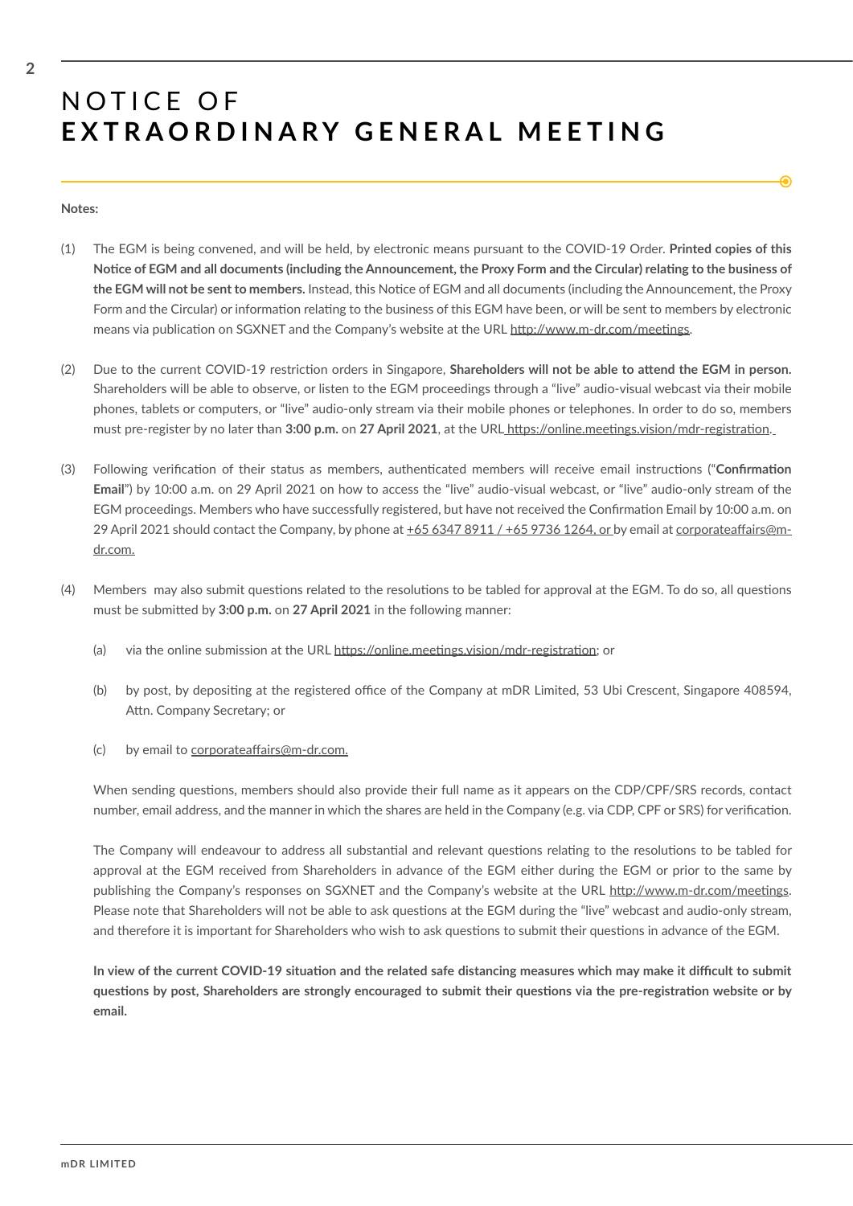# NOTICE OF
# EXTRAORDINARY GENERAL MEETING

**Notes:**

(1) The EGM is being convened, and will be held, by electronic means pursuant to the COVID-19 Order. **Printed copies of this Notice of EGM and all documents (including the Announcement, the Proxy Form and the Circular) relating to the business of the EGM will not be sent to members.** Instead, this Notice of EGM and all documents (including the Announcement, the Proxy Form and the Circular) or information relating to the business of this EGM have been, or will be sent to members by electronic means via publication on SGXNET and the Company's website at the URL http://www.m-dr.com/meetings.

(2) Due to the current COVID-19 restriction orders in Singapore, **Shareholders will not be able to attend the EGM in person.** Shareholders will be able to observe, or listen to the EGM proceedings through a "live" audio-visual webcast via their mobile phones, tablets or computers, or "live" audio-only stream via their mobile phones or telephones. In order to do so, members must pre-register by no later than **3:00 p.m.** on **27 April 2021**, at the URL https://online.meetings.vision/mdr-registration.

(3) Following verification of their status as members, authenticated members will receive email instructions ("**Confirmation Email**") by 10:00 a.m. on 29 April 2021 on how to access the "live" audio-visual webcast, or "live" audio-only stream of the EGM proceedings. Members who have successfully registered, but have not received the Confirmation Email by 10:00 a.m. on 29 April 2021 should contact the Company, by phone at +65 6347 8911 / +65 9736 1264, or by email at corporateaffairs@m-dr.com.

(4) Members may also submit questions related to the resolutions to be tabled for approval at the EGM. To do so, all questions must be submitted by **3:00 p.m.** on **27 April 2021** in the following manner:

   (a) via the online submission at the URL https://online.meetings.vision/mdr-registration; or

   (b) by post, by depositing at the registered office of the Company at mDR Limited, 53 Ubi Crescent, Singapore 408594, Attn. Company Secretary; or

   (c) by email to corporateaffairs@m-dr.com.

   When sending questions, members should also provide their full name as it appears on the CDP/CPF/SRS records, contact number, email address, and the manner in which the shares are held in the Company (e.g. via CDP, CPF or SRS) for verification.

   The Company will endeavour to address all substantial and relevant questions relating to the resolutions to be tabled for approval at the EGM received from Shareholders in advance of the EGM either during the EGM or prior to the same by publishing the Company's responses on SGXNET and the Company's website at the URL http://www.m-dr.com/meetings. Please note that Shareholders will not be able to ask questions at the EGM during the "live" webcast and audio-only stream, and therefore it is important for Shareholders who wish to ask questions to submit their questions in advance of the EGM.

   **In view of the current COVID-19 situation and the related safe distancing measures which may make it difficult to submit questions by post, Shareholders are strongly encouraged to submit their questions via the pre-registration website or by email.**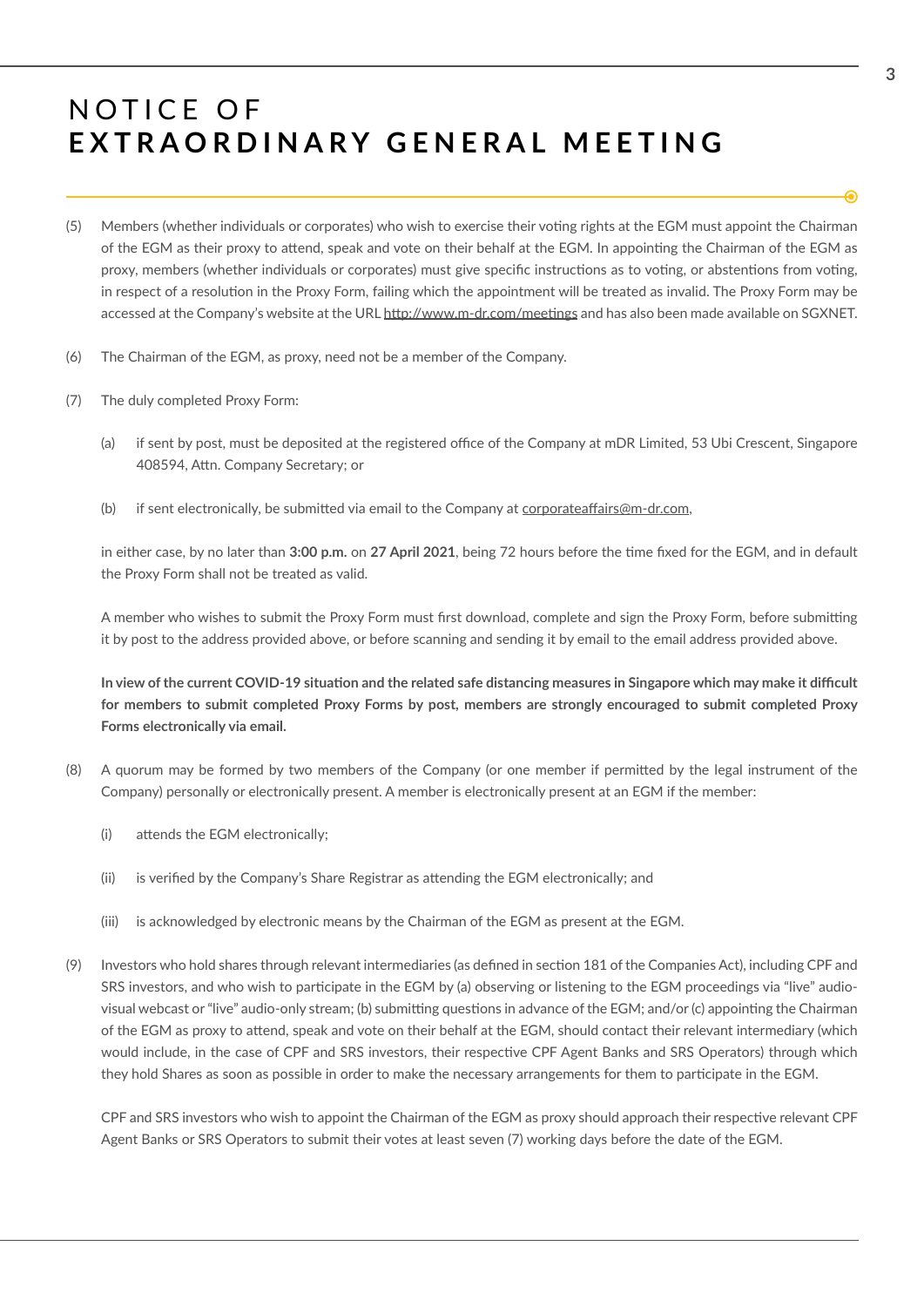# NOTICE OF
# EXTRAORDINARY GENERAL MEETING

(5) Members (whether individuals or corporates) who wish to exercise their voting rights at the EGM must appoint the Chairman of the EGM as their proxy to attend, speak and vote on their behalf at the EGM. In appointing the Chairman of the EGM as proxy, members (whether individuals or corporates) must give specific instructions as to voting, or abstentions from voting, in respect of a resolution in the Proxy Form, failing which the appointment will be treated as invalid. The Proxy Form may be accessed at the Company's website at the URL http://www.m-dr.com/meetings and has also been made available on SGXNET.

(6) The Chairman of the EGM, as proxy, need not be a member of the Company.

(7) The duly completed Proxy Form:

   (a) if sent by post, must be deposited at the registered office of the Company at mDR Limited, 53 Ubi Crescent, Singapore 408594, Attn. Company Secretary; or

   (b) if sent electronically, be submitted via email to the Company at corporateaffairs@m-dr.com,

   in either case, by no later than **3:00 p.m.** on **27 April 2021**, being 72 hours before the time fixed for the EGM, and in default the Proxy Form shall not be treated as valid.

   A member who wishes to submit the Proxy Form must first download, complete and sign the Proxy Form, before submitting it by post to the address provided above, or before scanning and sending it by email to the email address provided above.

   **In view of the current COVID-19 situation and the related safe distancing measures in Singapore which may make it difficult for members to submit completed Proxy Forms by post, members are strongly encouraged to submit completed Proxy Forms electronically via email.**

(8) A quorum may be formed by two members of the Company (or one member if permitted by the legal instrument of the Company) personally or electronically present. A member is electronically present at an EGM if the member:

   (i) attends the EGM electronically;

   (ii) is verified by the Company's Share Registrar as attending the EGM electronically; and

   (iii) is acknowledged by electronic means by the Chairman of the EGM as present at the EGM.

(9) Investors who hold shares through relevant intermediaries (as defined in section 181 of the Companies Act), including CPF and SRS investors, and who wish to participate in the EGM by (a) observing or listening to the EGM proceedings via "live" audio-visual webcast or "live" audio-only stream; (b) submitting questions in advance of the EGM; and/or (c) appointing the Chairman of the EGM as proxy to attend, speak and vote on their behalf at the EGM, should contact their relevant intermediary (which would include, in the case of CPF and SRS investors, their respective CPF Agent Banks and SRS Operators) through which they hold Shares as soon as possible in order to make the necessary arrangements for them to participate in the EGM.

   CPF and SRS investors who wish to appoint the Chairman of the EGM as proxy should approach their respective relevant CPF Agent Banks or SRS Operators to submit their votes at least seven (7) working days before the date of the EGM.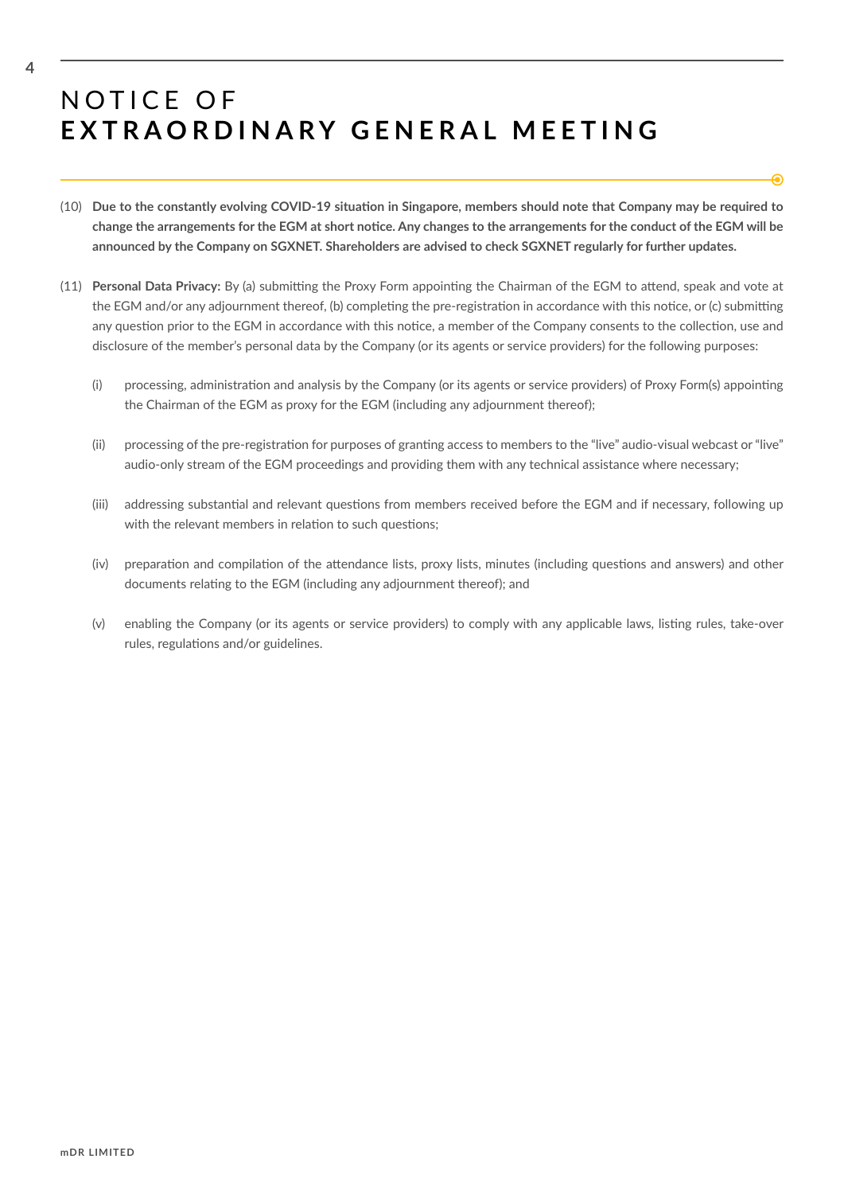# NOTICE OF **EXTRAORDINARY GENERAL MEETING**

(10) **Due to the constantly evolving COVID-19 situation in Singapore, members should note that Company may be required to change the arrangements for the EGM at short notice. Any changes to the arrangements for the conduct of the EGM will be announced by the Company on SGXNET. Shareholders are advised to check SGXNET regularly for further updates.**

(11) **Personal Data Privacy:** By (a) submitting the Proxy Form appointing the Chairman of the EGM to attend, speak and vote at the EGM and/or any adjournment thereof, (b) completing the pre-registration in accordance with this notice, or (c) submitting any question prior to the EGM in accordance with this notice, a member of the Company consents to the collection, use and disclosure of the member's personal data by the Company (or its agents or service providers) for the following purposes:

(i) processing, administration and analysis by the Company (or its agents or service providers) of Proxy Form(s) appointing the Chairman of the EGM as proxy for the EGM (including any adjournment thereof);

(ii) processing of the pre-registration for purposes of granting access to members to the "live" audio-visual webcast or "live" audio-only stream of the EGM proceedings and providing them with any technical assistance where necessary;

(iii) addressing substantial and relevant questions from members received before the EGM and if necessary, following up with the relevant members in relation to such questions;

(iv) preparation and compilation of the attendance lists, proxy lists, minutes (including questions and answers) and other documents relating to the EGM (including any adjournment thereof); and

(v) enabling the Company (or its agents or service providers) to comply with any applicable laws, listing rules, take-over rules, regulations and/or guidelines.